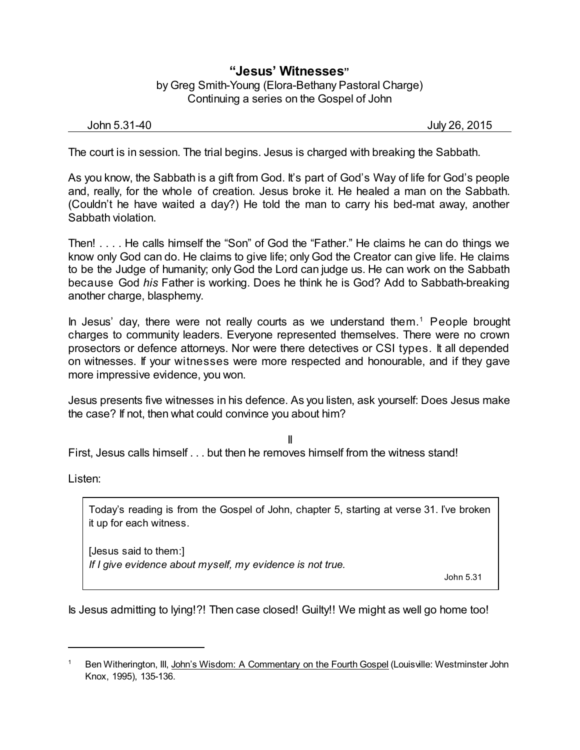# "Jesus' Witnesses"

by Greg Smith-Young (Elora-Bethany Pastoral Charge)
Continuing a series on the Gospel of John

John 5.31-40 — July 26, 2015

---

The court is in session. The trial begins. Jesus is charged with breaking the Sabbath.

As you know, the Sabbath is a gift from God. It's part of God's Way of life for God's people and, really, for the whole of creation. Jesus broke it. He healed a man on the Sabbath. (Couldn't he have waited a day?) He told the man to carry his bed-mat away, another Sabbath violation.

Then! . . . . He calls himself the "Son" of God the "Father." He claims he can do things we know only God can do. He claims to give life; only God the Creator can give life. He claims to be the Judge of humanity; only God the Lord can judge us. He can work on the Sabbath because God *his* Father is working. Does he think he is God? Add to Sabbath-breaking another charge, blasphemy.

In Jesus' day, there were not really courts as we understand them.[1] People brought charges to community leaders. Everyone represented themselves. There were no crown prosecutors or defence attorneys. Nor were there detectives or CSI types. It all depended on witnesses. If your witnesses were more respected and honourable, and if they gave more impressive evidence, you won.

Jesus presents five witnesses in his defence. As you listen, ask yourself: Does Jesus make the case? If not, then what could convince you about him?

II

First, Jesus calls himself . . . but then he removes himself from the witness stand!

Listen:

> Today's reading is from the Gospel of John, chapter 5, starting at verse 31. I've broken it up for each witness.
>
> [Jesus said to them:]
> *If I give evidence about myself, my evidence is not true.*
>
> John 5.31

Is Jesus admitting to lying!?! Then case closed! Guilty!! We might as well go home too!

---

[1] Ben Witherington, III, John's Wisdom: A Commentary on the Fourth Gospel (Louisville: Westminster John Knox, 1995), 135-136.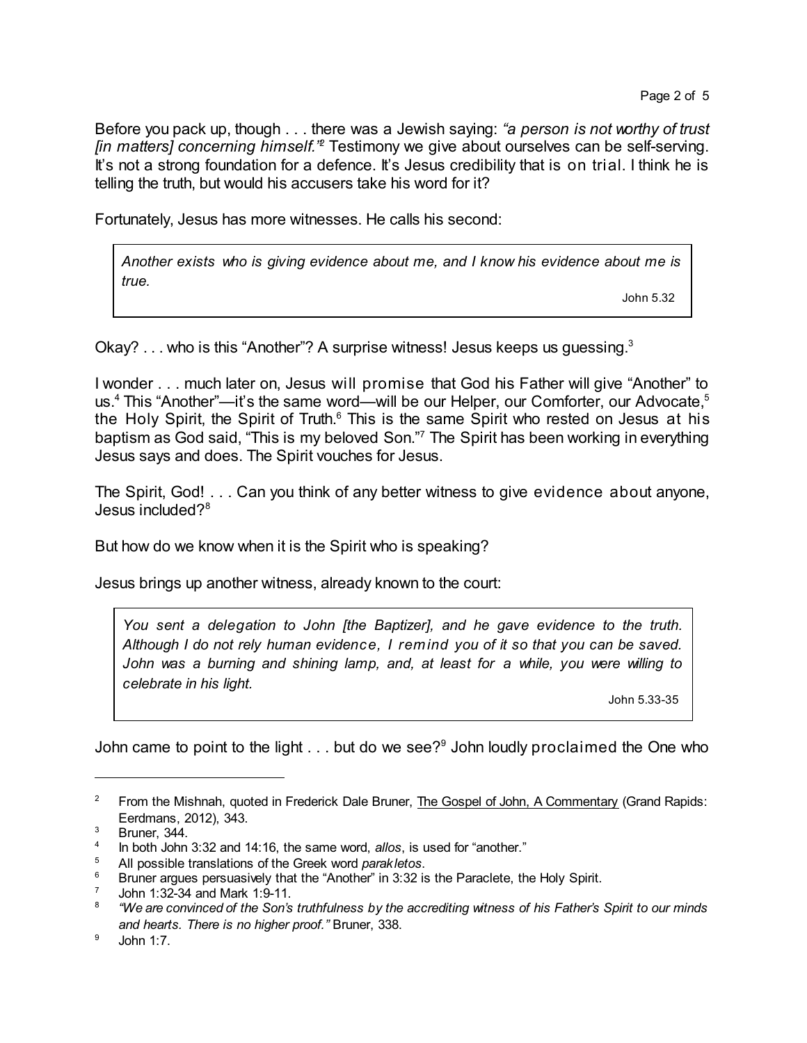Before you pack up, though . . . there was a Jewish saying: *"a person is not worthy of trust [in matters] concerning himself."*[2] Testimony we give about ourselves can be self-serving. It's not a strong foundation for a defence. It's Jesus credibility that is on trial. I think he is telling the truth, but would his accusers take his word for it?

Fortunately, Jesus has more witnesses. He calls his second:

> *Another exists who is giving evidence about me, and I know his evidence about me is true.*
>
> John 5.32

Okay? . . . who is this "Another"? A surprise witness! Jesus keeps us guessing.[3]

I wonder . . . much later on, Jesus will promise that God his Father will give "Another" to us.[4] This "Another"—it's the same word—will be our Helper, our Comforter, our Advocate,[5] the Holy Spirit, the Spirit of Truth.[6] This is the same Spirit who rested on Jesus at his baptism as God said, "This is my beloved Son."[7] The Spirit has been working in everything Jesus says and does. The Spirit vouches for Jesus.

The Spirit, God! . . . Can you think of any better witness to give evidence about anyone, Jesus included?[8]

But how do we know when it is the Spirit who is speaking?

Jesus brings up another witness, already known to the court:

> *You sent a delegation to John [the Baptizer], and he gave evidence to the truth. Although I do not rely human evidence, I remind you of it so that you can be saved. John was a burning and shining lamp, and, at least for a while, you were willing to celebrate in his light.*
>
> John 5.33-35

John came to point to the light . . . but do we see?[9] John loudly proclaimed the One who

---

[2] From the Mishnah, quoted in Frederick Dale Bruner, The Gospel of John, A Commentary (Grand Rapids: Eerdmans, 2012), 343.

[3] Bruner, 344.

[4] In both John 3:32 and 14:16, the same word, *allos*, is used for "another."

[5] All possible translations of the Greek word *parakletos*.

[6] Bruner argues persuasively that the "Another" in 3:32 is the Paraclete, the Holy Spirit.

[7] John 1:32-34 and Mark 1:9-11.

[8] *"We are convinced of the Son's truthfulness by the accrediting witness of his Father's Spirit to our minds and hearts. There is no higher proof."* Bruner, 338.

[9] John 1:7.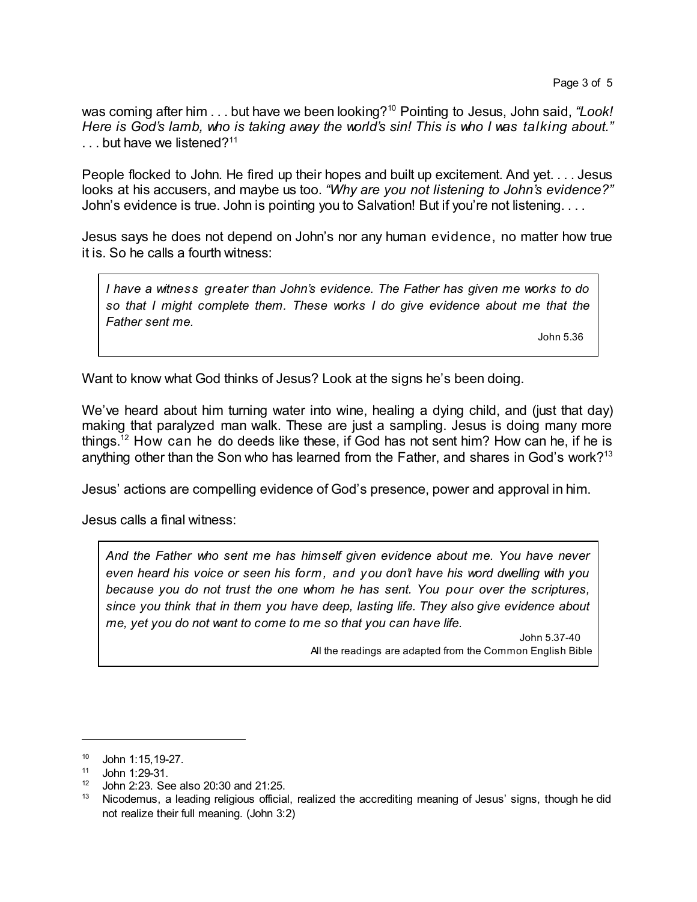was coming after him . . . but have we been looking?[10] Pointing to Jesus, John said, *"Look! Here is God's lamb, who is taking away the world's sin! This is who I was talking about."* . . . but have we listened?[11]

People flocked to John. He fired up their hopes and built up excitement. And yet. . . . Jesus looks at his accusers, and maybe us too. *"Why are you not listening to John's evidence?"* John's evidence is true. John is pointing you to Salvation! But if you're not listening. . . .

Jesus says he does not depend on John's nor any human evidence, no matter how true it is. So he calls a fourth witness:

> *I have a witness greater than John's evidence. The Father has given me works to do so that I might complete them. These works I do give evidence about me that the Father sent me.*
>
> John 5.36

Want to know what God thinks of Jesus? Look at the signs he's been doing.

We've heard about him turning water into wine, healing a dying child, and (just that day) making that paralyzed man walk. These are just a sampling. Jesus is doing many more things.[12] How can he do deeds like these, if God has not sent him? How can he, if he is anything other than the Son who has learned from the Father, and shares in God's work?[13]

Jesus' actions are compelling evidence of God's presence, power and approval in him.

Jesus calls a final witness:

> *And the Father who sent me has himself given evidence about me. You have never even heard his voice or seen his form, and you don't have his word dwelling with you because you do not trust the one whom he has sent. You pour over the scriptures, since you think that in them you have deep, lasting life. They also give evidence about me, yet you do not want to come to me so that you can have life.*
>
> John 5.37-40
>
> All the readings are adapted from the Common English Bible

---

[10] John 1:15,19-27.

[11] John 1:29-31.

[12] John 2:23. See also 20:30 and 21:25.

[13] Nicodemus, a leading religious official, realized the accrediting meaning of Jesus' signs, though he did not realize their full meaning. (John 3:2)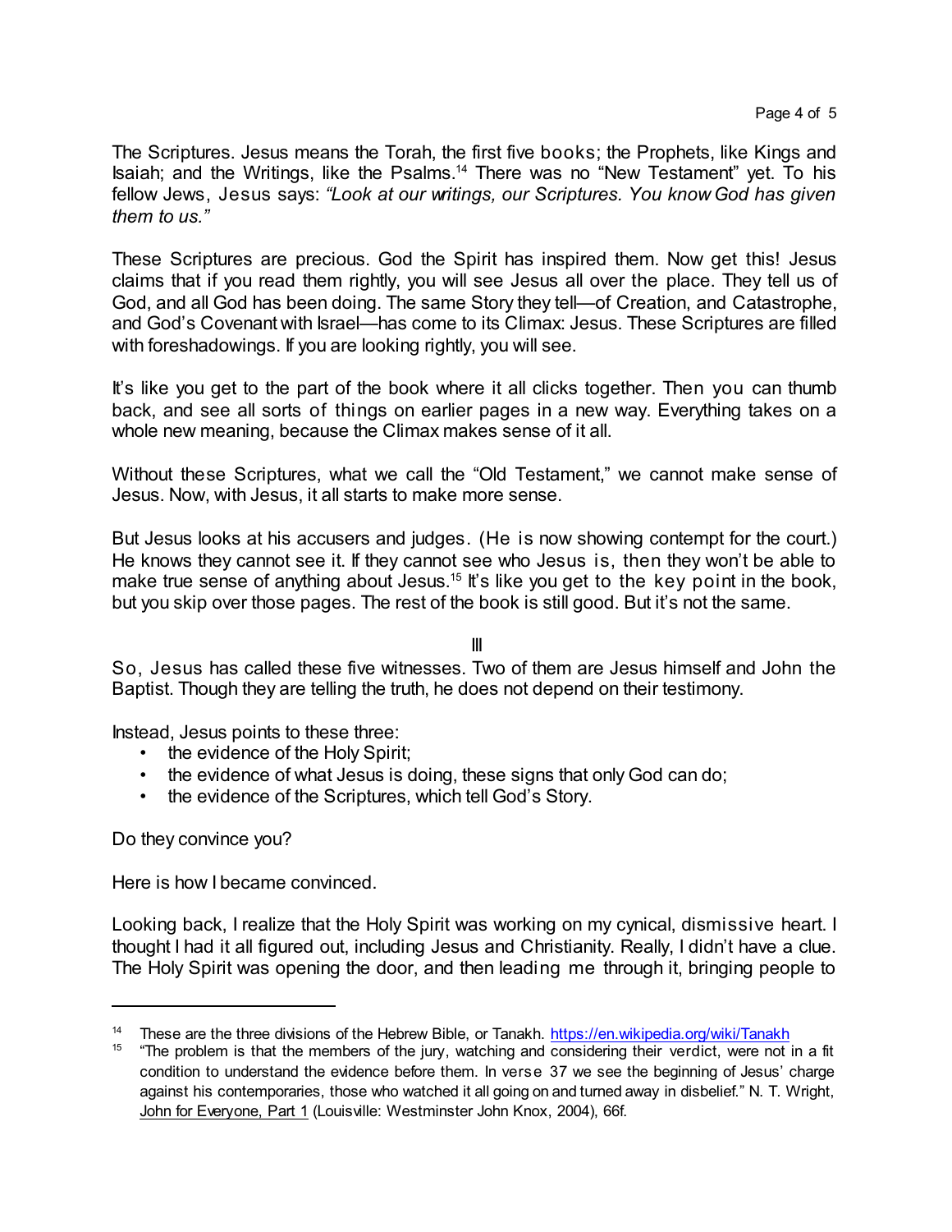The Scriptures. Jesus means the Torah, the first five books; the Prophets, like Kings and Isaiah; and the Writings, like the Psalms.[14] There was no "New Testament" yet. To his fellow Jews, Jesus says: *"Look at our writings, our Scriptures. You know God has given them to us."*

These Scriptures are precious. God the Spirit has inspired them. Now get this! Jesus claims that if you read them rightly, you will see Jesus all over the place. They tell us of God, and all God has been doing. The same Story they tell—of Creation, and Catastrophe, and God's Covenant with Israel—has come to its Climax: Jesus. These Scriptures are filled with foreshadowings. If you are looking rightly, you will see.

It's like you get to the part of the book where it all clicks together. Then you can thumb back, and see all sorts of things on earlier pages in a new way. Everything takes on a whole new meaning, because the Climax makes sense of it all.

Without these Scriptures, what we call the "Old Testament," we cannot make sense of Jesus. Now, with Jesus, it all starts to make more sense.

But Jesus looks at his accusers and judges. (He is now showing contempt for the court.) He knows they cannot see it. If they cannot see who Jesus is, then they won't be able to make true sense of anything about Jesus.[15] It's like you get to the key point in the book, but you skip over those pages. The rest of the book is still good. But it's not the same.

III

So, Jesus has called these five witnesses. Two of them are Jesus himself and John the Baptist. Though they are telling the truth, he does not depend on their testimony.

Instead, Jesus points to these three:

- the evidence of the Holy Spirit;
- the evidence of what Jesus is doing, these signs that only God can do;
- the evidence of the Scriptures, which tell God's Story.

Do they convince you?

Here is how I became convinced.

Looking back, I realize that the Holy Spirit was working on my cynical, dismissive heart. I thought I had it all figured out, including Jesus and Christianity. Really, I didn't have a clue. The Holy Spirit was opening the door, and then leading me through it, bringing people to

---

[14] These are the three divisions of the Hebrew Bible, or Tanakh. https://en.wikipedia.org/wiki/Tanakh

[15] "The problem is that the members of the jury, watching and considering their verdict, were not in a fit condition to understand the evidence before them. In verse 37 we see the beginning of Jesus' charge against his contemporaries, those who watched it all going on and turned away in disbelief." N. T. Wright, John for Everyone, Part 1 (Louisville: Westminster John Knox, 2004), 66f.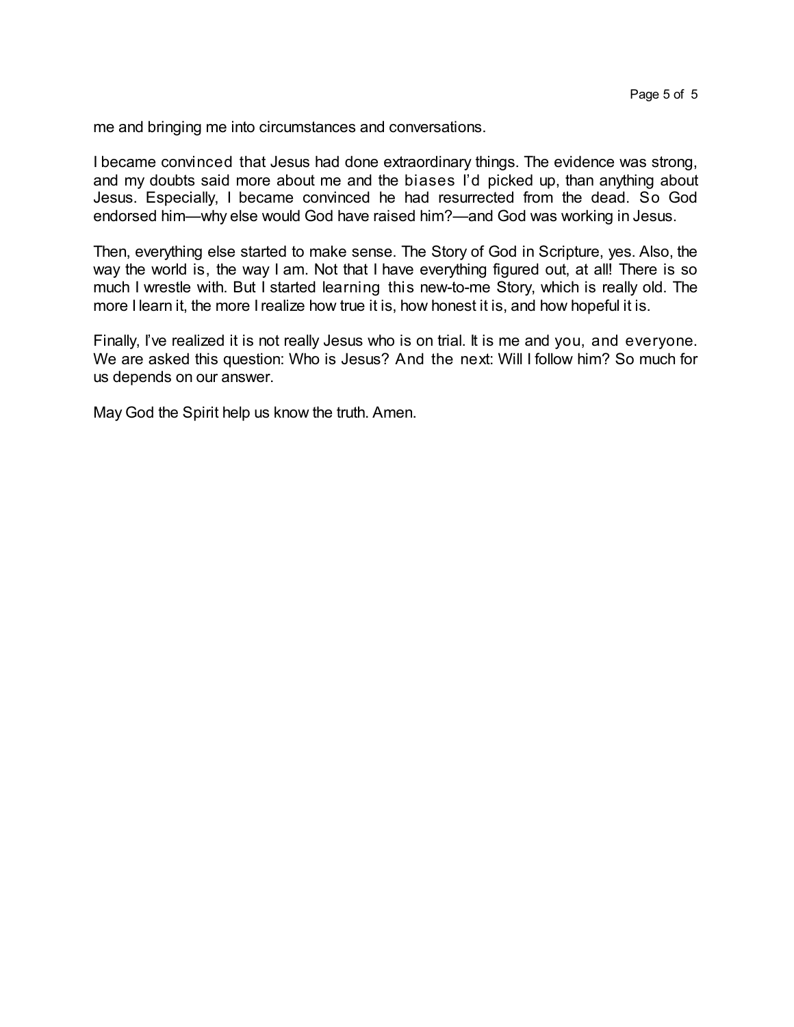me and bringing me into circumstances and conversations.

I became convinced that Jesus had done extraordinary things. The evidence was strong, and my doubts said more about me and the biases I'd picked up, than anything about Jesus. Especially, I became convinced he had resurrected from the dead. So God endorsed him—why else would God have raised him?—and God was working in Jesus.

Then, everything else started to make sense. The Story of God in Scripture, yes. Also, the way the world is, the way I am. Not that I have everything figured out, at all! There is so much I wrestle with. But I started learning this new-to-me Story, which is really old. The more I learn it, the more I realize how true it is, how honest it is, and how hopeful it is.

Finally, I've realized it is not really Jesus who is on trial. It is me and you, and everyone. We are asked this question: Who is Jesus? And the next: Will I follow him? So much for us depends on our answer.

May God the Spirit help us know the truth. Amen.